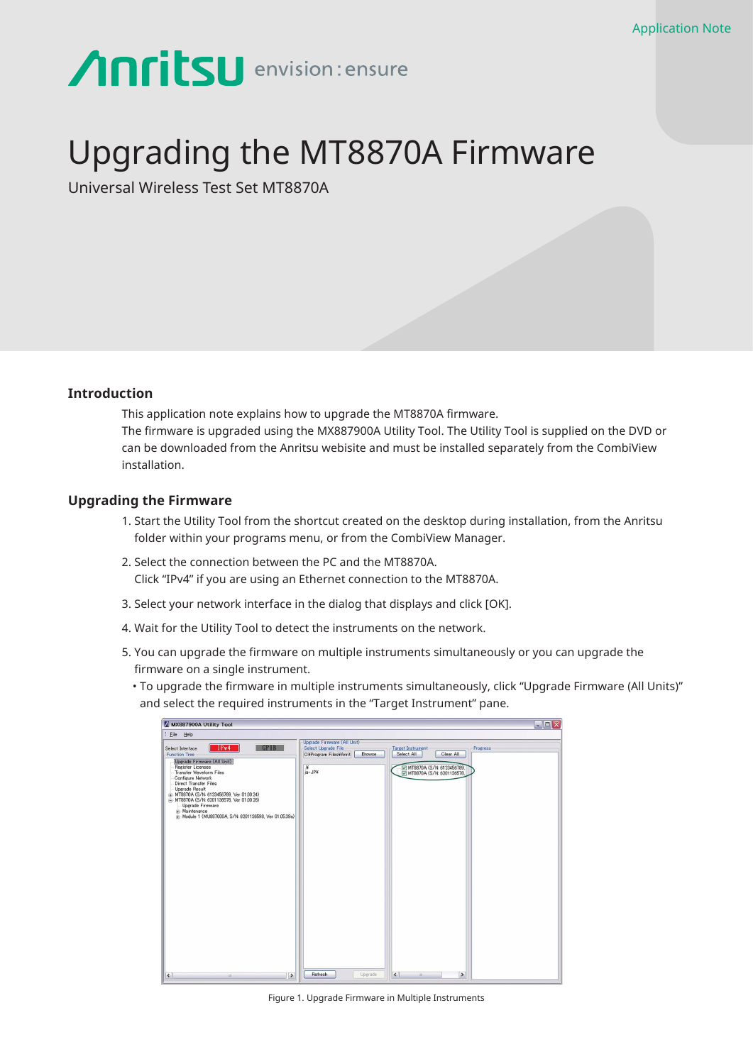Application Note

Anritsu envision : ensure

# Upgrading the MT8870A Firmware

Universal Wireless Test Set MT8870A

## Introduction

This application note explains how to upgrade the MT8870A firmware.
The firmware is upgraded using the MX887900A Utility Tool. The Utility Tool is supplied on the DVD or can be downloaded from the Anritsu webisite and must be installed separately from the CombiView installation.

## Upgrading the Firmware

1. Start the Utility Tool from the shortcut created on the desktop during installation, from the Anritsu folder within your programs menu, or from the CombiView Manager.
2. Select the connection between the PC and the MT8870A.
   Click “IPv4” if you are using an Ethernet connection to the MT8870A.
3. Select your network interface in the dialog that displays and click [OK].
4. Wait for the Utility Tool to detect the instruments on the network.
5. You can upgrade the firmware on multiple instruments simultaneously or you can upgrade the firmware on a single instrument.
   - To upgrade the firmware in multiple instruments simultaneously, click “Upgrade Firmware (All Units)” and select the required instruments in the “Target Instrument” pane.

Figure 1. Upgrade Firmware in Multiple Instruments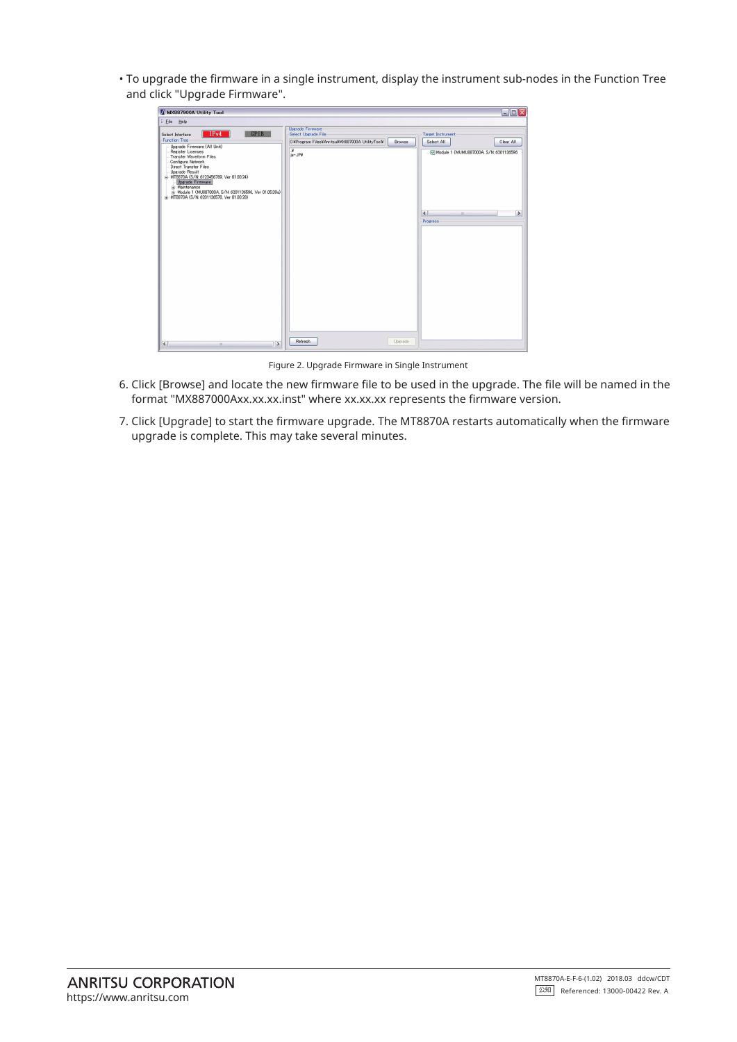- To upgrade the firmware in a single instrument, display the instrument sub-nodes in the Function Tree and click "Upgrade Firmware".

Figure 2. Upgrade Firmware in Single Instrument

6. Click [Browse] and locate the new firmware file to be used in the upgrade. The file will be named in the format "MX887000Axx.xx.xx.inst" where xx.xx.xx represents the firmware version.
7. Click [Upgrade] to start the firmware upgrade. The MT8870A restarts automatically when the firmware upgrade is complete. This may take several minutes.

ANRITSU CORPORATION
https://www.anritsu.com

MT8870A-E-F-6-(1.02) 2018.03 ddcw/CDT
公知 Referenced: 13000-00422 Rev. A